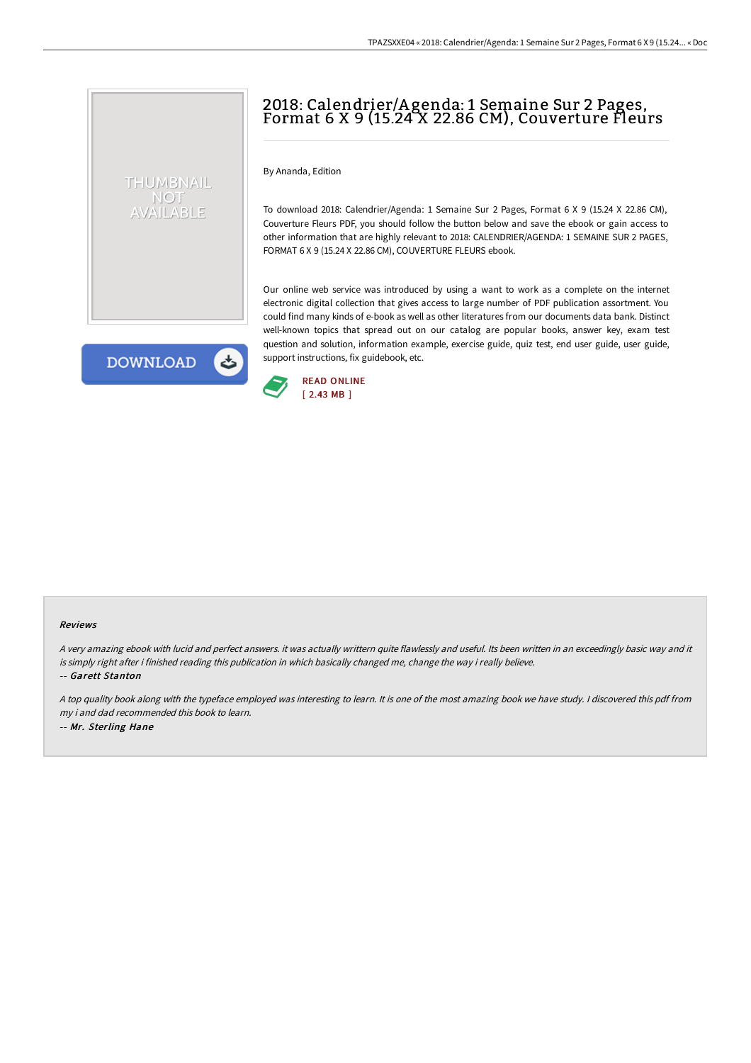# 2018: Calendrier/Agenda: 1 Semaine Sur 2 Pages, Format 6 X 9 (15.24 X 22.86 CM), Couverture Fleurs

By Ananda, Edition

To download 2018: Calendrier/Agenda: 1 Semaine Sur 2 Pages, Format 6 X 9 (15.24 X 22.86 CM), Couverture Fleurs PDF, you should follow the button below and save the ebook or gain access to other information that are highly relevant to 2018: CALENDRIER/AGENDA: 1 SEMAINE SUR 2 PAGES, FORMAT 6 X 9 (15.24 X 22.86 CM), COUVERTURE FLEURS ebook.

Our online web service was introduced by using a want to work as a complete on the internet electronic digital collection that gives access to large number of PDF publication assortment. You could find many kinds of e-book as well as other literatures from our documents data bank. Distinct well-known topics that spread out on our catalog are popular books, answer key, exam test question and solution, information example, exercise guide, quiz test, end user guide, user guide, support instructions, fix guidebook, etc.

DOWNLOAD

READ ONLINE
[ 2.43 MB ]

#### Reviews

*A very amazing ebook with lucid and perfect answers. it was actually writtern quite flawlessly and useful. Its been written in an exceedingly basic way and it is simply right after i finished reading this publication in which basically changed me, change the way i really believe.*

-- ***Garett Stanton***

*A top quality book along with the typeface employed was interesting to learn. It is one of the most amazing book we have study. I discovered this pdf from my i and dad recommended this book to learn.*

-- ***Mr. Sterling Hane***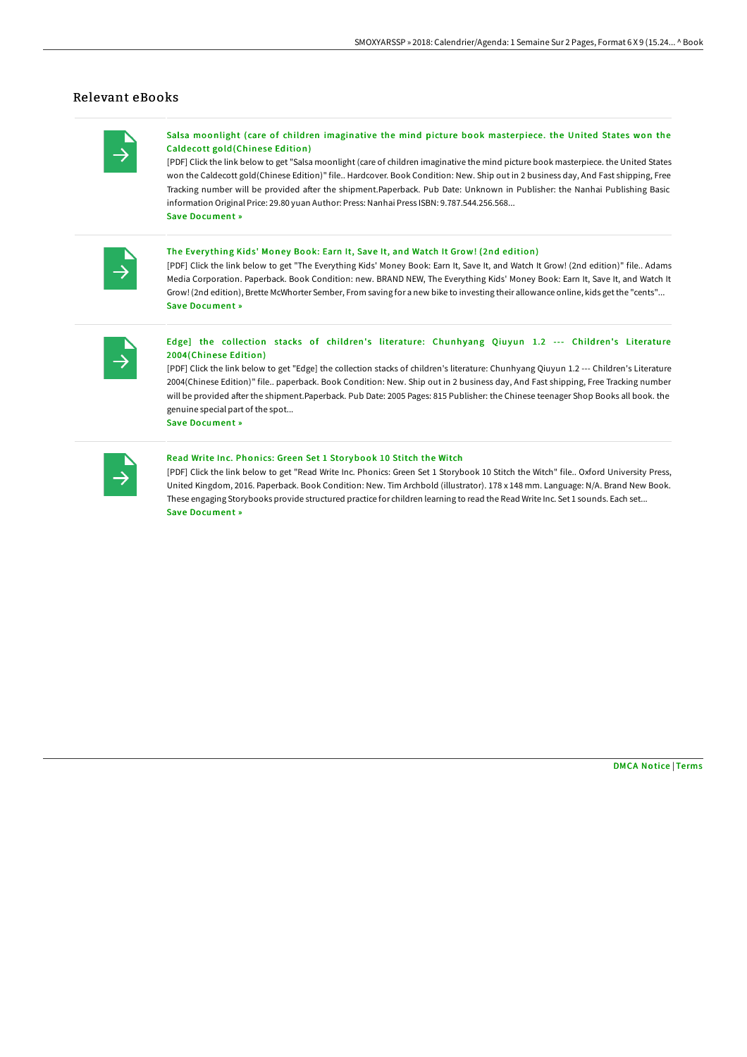## Relevant eBooks

### Salsa moonlight (care of children imaginative the mind picture book masterpiece. the United States won the Caldecott gold(Chinese Edition)

[PDF] Click the link below to get "Salsa moonlight (care of children imaginative the mind picture book masterpiece. the United States won the Caldecott gold(Chinese Edition)" file.. Hardcover. Book Condition: New. Ship out in 2 business day, And Fast shipping, Free Tracking number will be provided after the shipment.Paperback. Pub Date: Unknown in Publisher: the Nanhai Publishing Basic information Original Price: 29.80 yuan Author: Press: Nanhai Press ISBN: 9.787.544.256.568...

Save Document »

### The Everything Kids' Money Book: Earn It, Save It, and Watch It Grow! (2nd edition)

[PDF] Click the link below to get "The Everything Kids' Money Book: Earn It, Save It, and Watch It Grow! (2nd edition)" file.. Adams Media Corporation. Paperback. Book Condition: new. BRAND NEW, The Everything Kids' Money Book: Earn It, Save It, and Watch It Grow! (2nd edition), Brette McWhorter Sember, From saving for a new bike to investing their allowance online, kids get the "cents"...

Save Document »

### Edge] the collection stacks of children's literature: Chunhyang Qiuyun 1.2 --- Children's Literature 2004(Chinese Edition)

[PDF] Click the link below to get "Edge] the collection stacks of children's literature: Chunhyang Qiuyun 1.2 --- Children's Literature 2004(Chinese Edition)" file.. paperback. Book Condition: New. Ship out in 2 business day, And Fast shipping, Free Tracking number will be provided after the shipment.Paperback. Pub Date: 2005 Pages: 815 Publisher: the Chinese teenager Shop Books all book. the genuine special part of the spot...

Save Document »

### Read Write Inc. Phonics: Green Set 1 Storybook 10 Stitch the Witch

[PDF] Click the link below to get "Read Write Inc. Phonics: Green Set 1 Storybook 10 Stitch the Witch" file.. Oxford University Press, United Kingdom, 2016. Paperback. Book Condition: New. Tim Archbold (illustrator). 178 x 148 mm. Language: N/A. Brand New Book. These engaging Storybooks provide structured practice for children learning to read the Read Write Inc. Set 1 sounds. Each set...

Save Document »

DMCA Notice | Terms